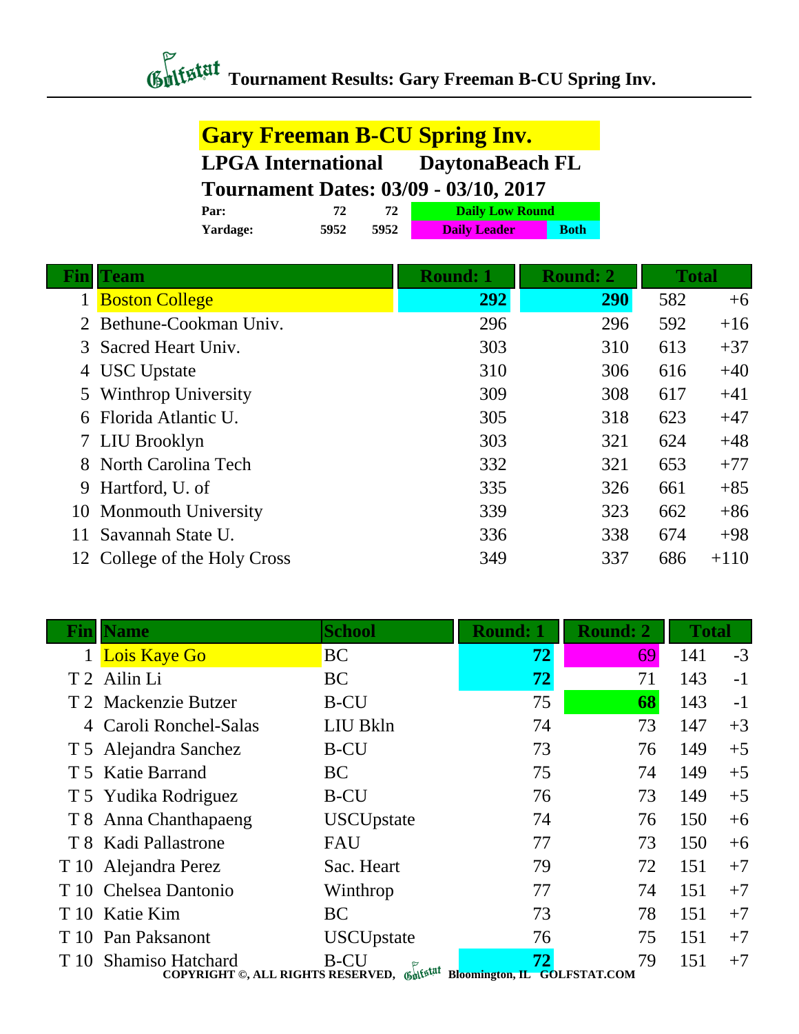# Tournament Results: Gary Freeman B-CU Spring Inv.

## Gary Freeman B-CU Spring Inv.

**LPGA International** **DaytonaBeach FL**

**Tournament Dates: 03/09 - 03/10, 2017**

| | | | |
|---|---|---|---|
| **Par:** | **72** | **72** | **Daily Low Round** |
| **Yardage:** | **5952** | **5952** | **Daily Leader** / **Both** |

| Fin | Team | Round: 1 | Round: 2 | Total | |
|---|---|---|---|---|---|
| 1 | Boston College | **292** | **290** | 582 | +6 |
| 2 | Bethune-Cookman Univ. | 296 | 296 | 592 | +16 |
| 3 | Sacred Heart Univ. | 303 | 310 | 613 | +37 |
| 4 | USC Upstate | 310 | 306 | 616 | +40 |
| 5 | Winthrop University | 309 | 308 | 617 | +41 |
| 6 | Florida Atlantic U. | 305 | 318 | 623 | +47 |
| 7 | LIU Brooklyn | 303 | 321 | 624 | +48 |
| 8 | North Carolina Tech | 332 | 321 | 653 | +77 |
| 9 | Hartford, U. of | 335 | 326 | 661 | +85 |
| 10 | Monmouth University | 339 | 323 | 662 | +86 |
| 11 | Savannah State U. | 336 | 338 | 674 | +98 |
| 12 | College of the Holy Cross | 349 | 337 | 686 | +110 |

| Fin | Name | School | Round: 1 | Round: 2 | Total | |
|---|---|---|---|---|---|---|
| 1 | Lois Kaye Go | BC | **72** | 69 | 141 | -3 |
| T 2 | Ailin Li | BC | **72** | 71 | 143 | -1 |
| T 2 | Mackenzie Butzer | B-CU | 75 | **68** | 143 | -1 |
| 4 | Caroli Ronchel-Salas | LIU Bkln | 74 | 73 | 147 | +3 |
| T 5 | Alejandra Sanchez | B-CU | 73 | 76 | 149 | +5 |
| T 5 | Katie Barrand | BC | 75 | 74 | 149 | +5 |
| T 5 | Yudika Rodriguez | B-CU | 76 | 73 | 149 | +5 |
| T 8 | Anna Chanthapaeng | USCUpstate | 74 | 76 | 150 | +6 |
| T 8 | Kadi Pallastrone | FAU | 77 | 73 | 150 | +6 |
| T 10 | Alejandra Perez | Sac. Heart | 79 | 72 | 151 | +7 |
| T 10 | Chelsea Dantonio | Winthrop | 77 | 74 | 151 | +7 |
| T 10 | Katie Kim | BC | 73 | 78 | 151 | +7 |
| T 10 | Pan Paksanont | USCUpstate | 76 | 75 | 151 | +7 |
| T 10 | Shamiso Hatchard | B-CU | **72** | 79 | 151 | +7 |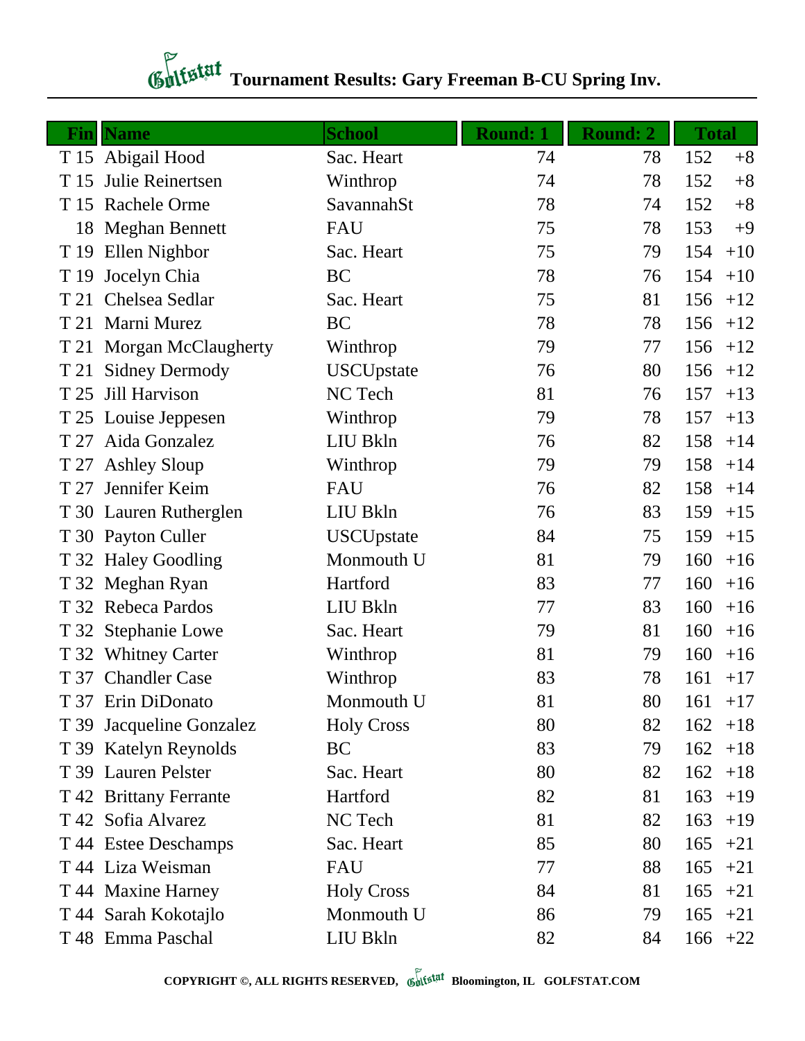# Tournament Results: Gary Freeman B-CU Spring Inv.

| Fin | Name | School | Round: 1 | Round: 2 | Total | |
|---|---|---|---|---|---|---|
| T 15 | Abigail Hood | Sac. Heart | 74 | 78 | 152 | +8 |
| T 15 | Julie Reinertsen | Winthrop | 74 | 78 | 152 | +8 |
| T 15 | Rachele Orme | SavannahSt | 78 | 74 | 152 | +8 |
| 18 | Meghan Bennett | FAU | 75 | 78 | 153 | +9 |
| T 19 | Ellen Nighbor | Sac. Heart | 75 | 79 | 154 | +10 |
| T 19 | Jocelyn Chia | BC | 78 | 76 | 154 | +10 |
| T 21 | Chelsea Sedlar | Sac. Heart | 75 | 81 | 156 | +12 |
| T 21 | Marni Murez | BC | 78 | 78 | 156 | +12 |
| T 21 | Morgan McClaugherty | Winthrop | 79 | 77 | 156 | +12 |
| T 21 | Sidney Dermody | USCUpstate | 76 | 80 | 156 | +12 |
| T 25 | Jill Harvison | NC Tech | 81 | 76 | 157 | +13 |
| T 25 | Louise Jeppesen | Winthrop | 79 | 78 | 157 | +13 |
| T 27 | Aida Gonzalez | LIU Bkln | 76 | 82 | 158 | +14 |
| T 27 | Ashley Sloup | Winthrop | 79 | 79 | 158 | +14 |
| T 27 | Jennifer Keim | FAU | 76 | 82 | 158 | +14 |
| T 30 | Lauren Rutherglen | LIU Bkln | 76 | 83 | 159 | +15 |
| T 30 | Payton Culler | USCUpstate | 84 | 75 | 159 | +15 |
| T 32 | Haley Goodling | Monmouth U | 81 | 79 | 160 | +16 |
| T 32 | Meghan Ryan | Hartford | 83 | 77 | 160 | +16 |
| T 32 | Rebeca Pardos | LIU Bkln | 77 | 83 | 160 | +16 |
| T 32 | Stephanie Lowe | Sac. Heart | 79 | 81 | 160 | +16 |
| T 32 | Whitney Carter | Winthrop | 81 | 79 | 160 | +16 |
| T 37 | Chandler Case | Winthrop | 83 | 78 | 161 | +17 |
| T 37 | Erin DiDonato | Monmouth U | 81 | 80 | 161 | +17 |
| T 39 | Jacqueline Gonzalez | Holy Cross | 80 | 82 | 162 | +18 |
| T 39 | Katelyn Reynolds | BC | 83 | 79 | 162 | +18 |
| T 39 | Lauren Pelster | Sac. Heart | 80 | 82 | 162 | +18 |
| T 42 | Brittany Ferrante | Hartford | 82 | 81 | 163 | +19 |
| T 42 | Sofia Alvarez | NC Tech | 81 | 82 | 163 | +19 |
| T 44 | Estee Deschamps | Sac. Heart | 85 | 80 | 165 | +21 |
| T 44 | Liza Weisman | FAU | 77 | 88 | 165 | +21 |
| T 44 | Maxine Harney | Holy Cross | 84 | 81 | 165 | +21 |
| T 44 | Sarah Kokotajlo | Monmouth U | 86 | 79 | 165 | +21 |
| T 48 | Emma Paschal | LIU Bkln | 82 | 84 | 166 | +22 |

COPYRIGHT ©, ALL RIGHTS RESERVED, Golfstat Bloomington, IL GOLFSTAT.COM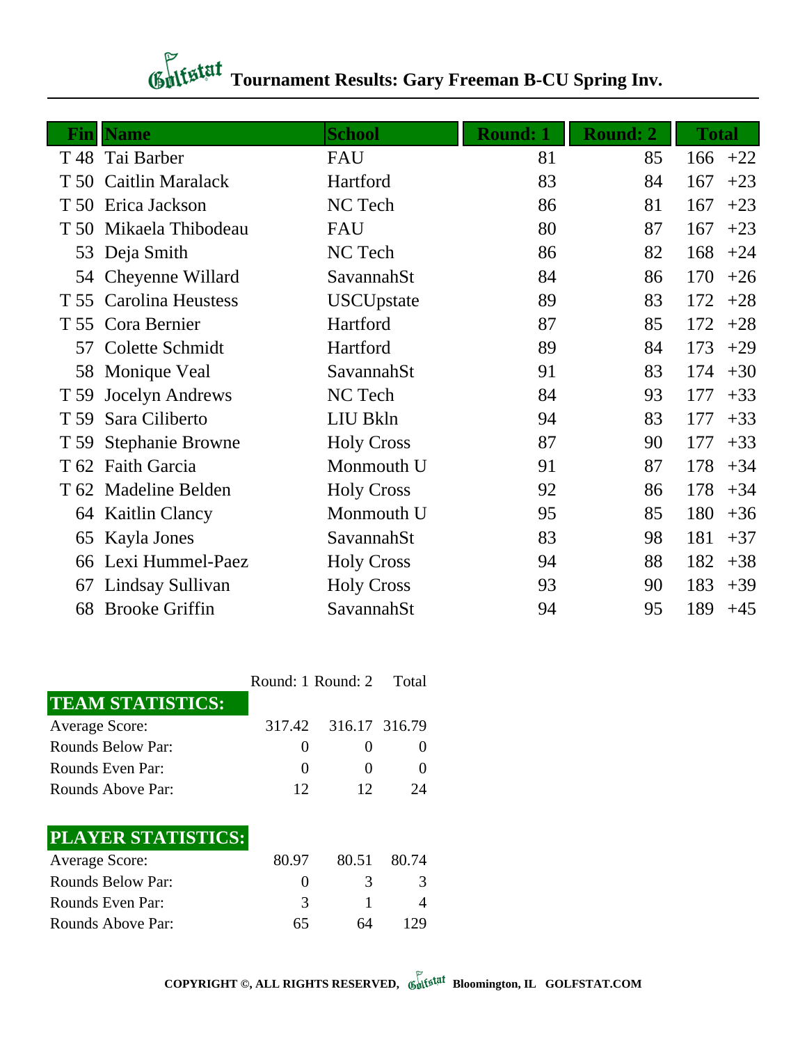# Tournament Results: Gary Freeman B-CU Spring Inv.

| Fin | Name | School | Round: 1 | Round: 2 | Total | |
|---|---|---|---|---|---|---|
| T 48 | Tai Barber | FAU | 81 | 85 | 166 | +22 |
| T 50 | Caitlin Maralack | Hartford | 83 | 84 | 167 | +23 |
| T 50 | Erica Jackson | NC Tech | 86 | 81 | 167 | +23 |
| T 50 | Mikaela Thibodeau | FAU | 80 | 87 | 167 | +23 |
| 53 | Deja Smith | NC Tech | 86 | 82 | 168 | +24 |
| 54 | Cheyenne Willard | SavannahSt | 84 | 86 | 170 | +26 |
| T 55 | Carolina Heustess | USCUpstate | 89 | 83 | 172 | +28 |
| T 55 | Cora Bernier | Hartford | 87 | 85 | 172 | +28 |
| 57 | Colette Schmidt | Hartford | 89 | 84 | 173 | +29 |
| 58 | Monique Veal | SavannahSt | 91 | 83 | 174 | +30 |
| T 59 | Jocelyn Andrews | NC Tech | 84 | 93 | 177 | +33 |
| T 59 | Sara Ciliberto | LIU Bkln | 94 | 83 | 177 | +33 |
| T 59 | Stephanie Browne | Holy Cross | 87 | 90 | 177 | +33 |
| T 62 | Faith Garcia | Monmouth U | 91 | 87 | 178 | +34 |
| T 62 | Madeline Belden | Holy Cross | 92 | 86 | 178 | +34 |
| 64 | Kaitlin Clancy | Monmouth U | 95 | 85 | 180 | +36 |
| 65 | Kayla Jones | SavannahSt | 83 | 98 | 181 | +37 |
| 66 | Lexi Hummel-Paez | Holy Cross | 94 | 88 | 182 | +38 |
| 67 | Lindsay Sullivan | Holy Cross | 93 | 90 | 183 | +39 |
| 68 | Brooke Griffin | SavannahSt | 94 | 95 | 189 | +45 |

| TEAM STATISTICS: | Round: 1 | Round: 2 | Total |
|---|---|---|---|
| Average Score: | 317.42 | 316.17 | 316.79 |
| Rounds Below Par: | 0 | 0 | 0 |
| Rounds Even Par: | 0 | 0 | 0 |
| Rounds Above Par: | 12 | 12 | 24 |

| PLAYER STATISTICS: | Round: 1 | Round: 2 | Total |
|---|---|---|---|
| Average Score: | 80.97 | 80.51 | 80.74 |
| Rounds Below Par: | 0 | 3 | 3 |
| Rounds Even Par: | 3 | 1 | 4 |
| Rounds Above Par: | 65 | 64 | 129 |

**COPYRIGHT ©, ALL RIGHTS RESERVED, Golfstat Bloomington, IL GOLFSTAT.COM**